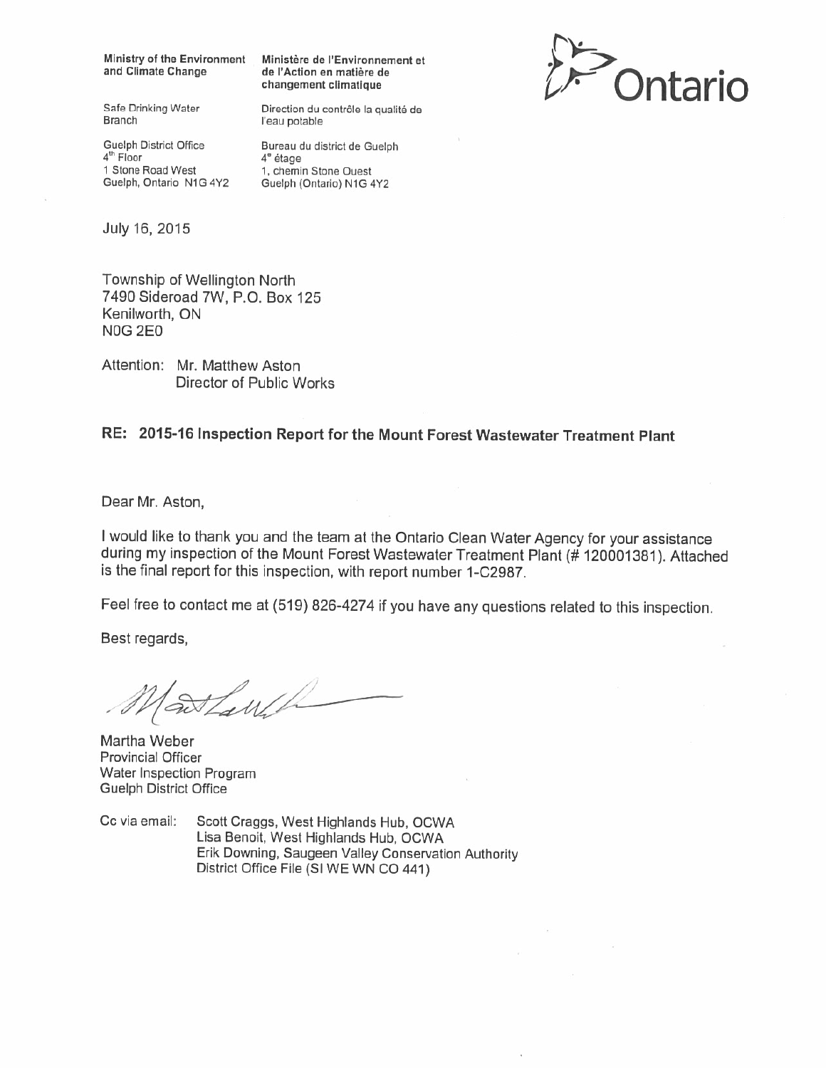Ministry of the Environment and Climate Change

Ministère de l'Environnement et de l'Action en matière de changement climatique

Safe Drinking Water Branch

Direction du contrôle la qualité de l'eau potable

Guelph District Office
4th Floor
1 Stone Road West
Guelph, Ontario N1G 4Y2

Bureau du district de Guelph
4e étage
1, chemin Stone Ouest
Guelph (Ontario) N1G 4Y2

Ontario

July 16, 2015

Township of Wellington North
7490 Sideroad 7W, P.O. Box 125
Kenilworth, ON
N0G 2E0

Attention: Mr. Matthew Aston
Director of Public Works

**RE: 2015-16 Inspection Report for the Mount Forest Wastewater Treatment Plant**

Dear Mr. Aston,

I would like to thank you and the team at the Ontario Clean Water Agency for your assistance during my inspection of the Mount Forest Wastewater Treatment Plant (# 120001381). Attached is the final report for this inspection, with report number 1-C2987.

Feel free to contact me at (519) 826-4274 if you have any questions related to this inspection.

Best regards,

Martha Weber
Provincial Officer
Water Inspection Program
Guelph District Office

Cc via email: Scott Craggs, West Highlands Hub, OCWA
Lisa Benoit, West Highlands Hub, OCWA
Erik Downing, Saugeen Valley Conservation Authority
District Office File (SI WE WN CO 441)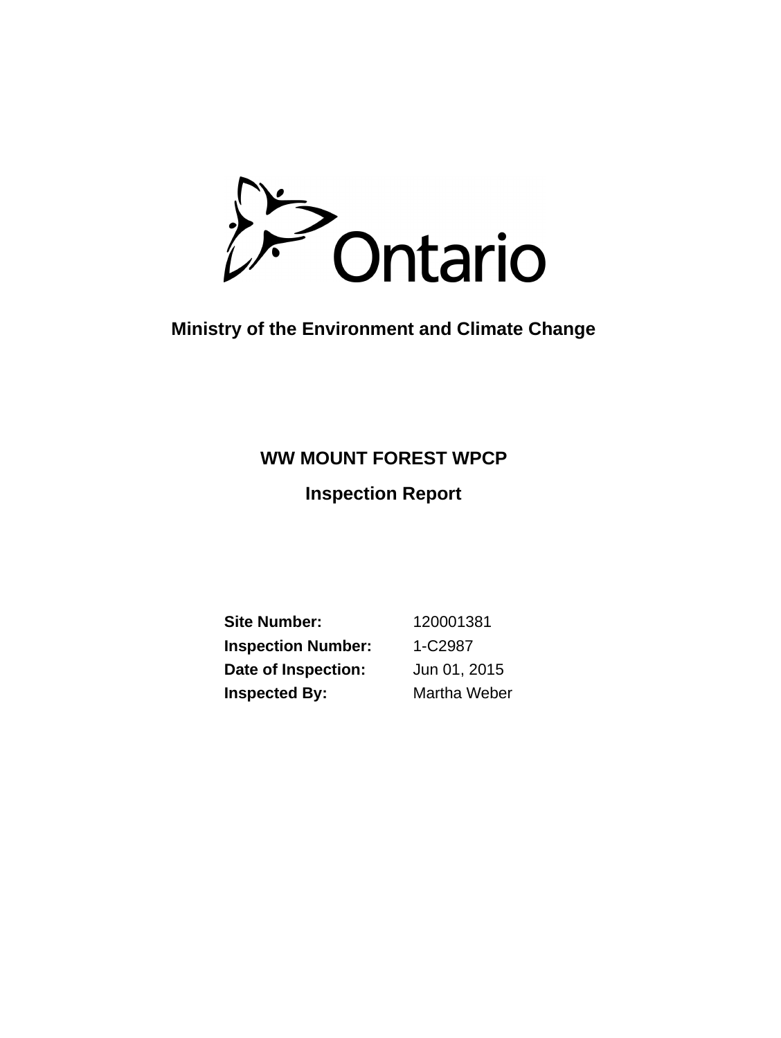Ontario

**Ministry of the Environment and Climate Change**

# WW MOUNT FOREST WPCP

## Inspection Report

| | |
|---|---|
| **Site Number:** | 120001381 |
| **Inspection Number:** | 1-C2987 |
| **Date of Inspection:** | Jun 01, 2015 |
| **Inspected By:** | Martha Weber |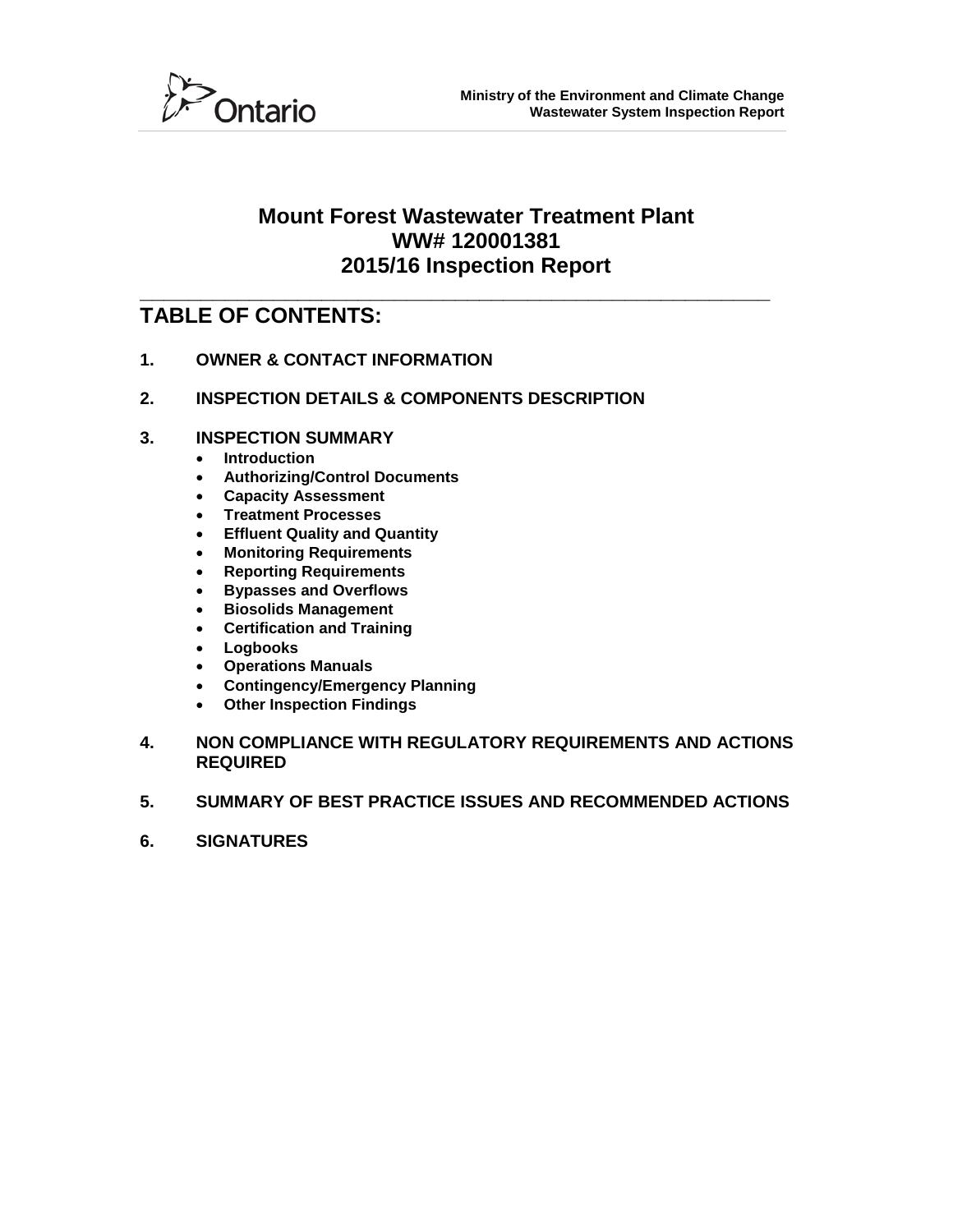# Mount Forest Wastewater Treatment Plant
# WW# 120001381
# 2015/16 Inspection Report

## TABLE OF CONTENTS:

**1. OWNER & CONTACT INFORMATION**

**2. INSPECTION DETAILS & COMPONENTS DESCRIPTION**

**3. INSPECTION SUMMARY**

- **Introduction**
- **Authorizing/Control Documents**
- **Capacity Assessment**
- **Treatment Processes**
- **Effluent Quality and Quantity**
- **Monitoring Requirements**
- **Reporting Requirements**
- **Bypasses and Overflows**
- **Biosolids Management**
- **Certification and Training**
- **Logbooks**
- **Operations Manuals**
- **Contingency/Emergency Planning**
- **Other Inspection Findings**

**4. NON COMPLIANCE WITH REGULATORY REQUIREMENTS AND ACTIONS REQUIRED**

**5. SUMMARY OF BEST PRACTICE ISSUES AND RECOMMENDED ACTIONS**

**6. SIGNATURES**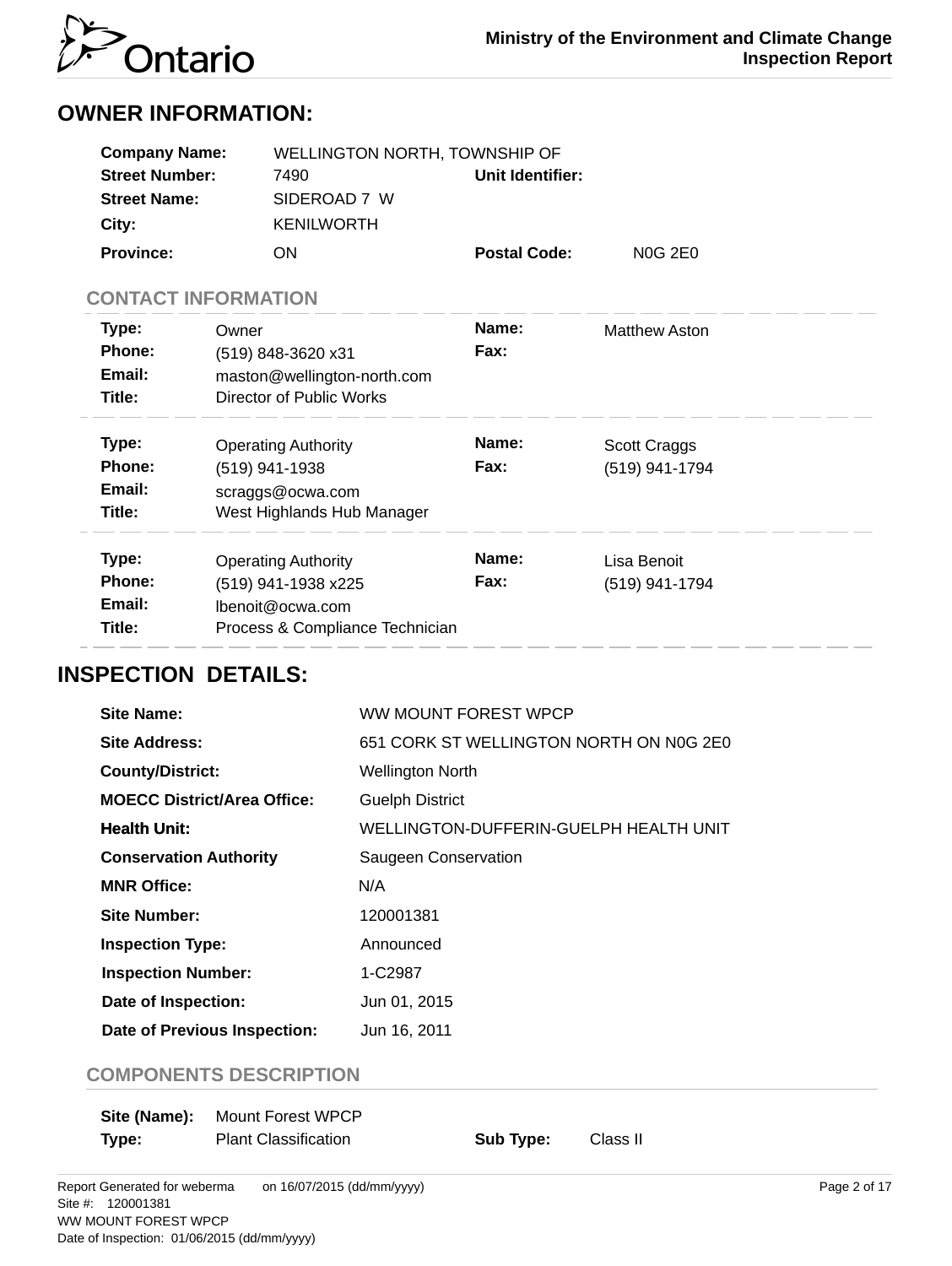## OWNER INFORMATION:

| | | | |
|---|---|---|---|
| **Company Name:** | WELLINGTON NORTH, TOWNSHIP OF | | |
| **Street Number:** | 7490 | **Unit Identifier:** | |
| **Street Name:** | SIDEROAD 7 W | | |
| **City:** | KENILWORTH | | |
| **Province:** | ON | **Postal Code:** | N0G 2E0 |

### CONTACT INFORMATION

| | | | |
|---|---|---|---|
| **Type:** | Owner | **Name:** | Matthew Aston |
| **Phone:** | (519) 848-3620 x31 | **Fax:** | |
| **Email:** | maston@wellington-north.com | | |
| **Title:** | Director of Public Works | | |

| | | | |
|---|---|---|---|
| **Type:** | Operating Authority | **Name:** | Scott Craggs |
| **Phone:** | (519) 941-1938 | **Fax:** | (519) 941-1794 |
| **Email:** | scraggs@ocwa.com | | |
| **Title:** | West Highlands Hub Manager | | |

| | | | |
|---|---|---|---|
| **Type:** | Operating Authority | **Name:** | Lisa Benoit |
| **Phone:** | (519) 941-1938 x225 | **Fax:** | (519) 941-1794 |
| **Email:** | lbenoit@ocwa.com | | |
| **Title:** | Process & Compliance Technician | | |

## INSPECTION DETAILS:

| | |
|---|---|
| **Site Name:** | WW MOUNT FOREST WPCP |
| **Site Address:** | 651 CORK ST WELLINGTON NORTH ON N0G 2E0 |
| **County/District:** | Wellington North |
| **MOECC District/Area Office:** | Guelph District |
| **Health Unit:** | WELLINGTON-DUFFERIN-GUELPH HEALTH UNIT |
| **Conservation Authority** | Saugeen Conservation |
| **MNR Office:** | N/A |
| **Site Number:** | 120001381 |
| **Inspection Type:** | Announced |
| **Inspection Number:** | 1-C2987 |
| **Date of Inspection:** | Jun 01, 2015 |
| **Date of Previous Inspection:** | Jun 16, 2011 |

### COMPONENTS DESCRIPTION

| | | | |
|---|---|---|---|
| **Site (Name):** | Mount Forest WPCP | | |
| **Type:** | Plant Classification | **Sub Type:** | Class II |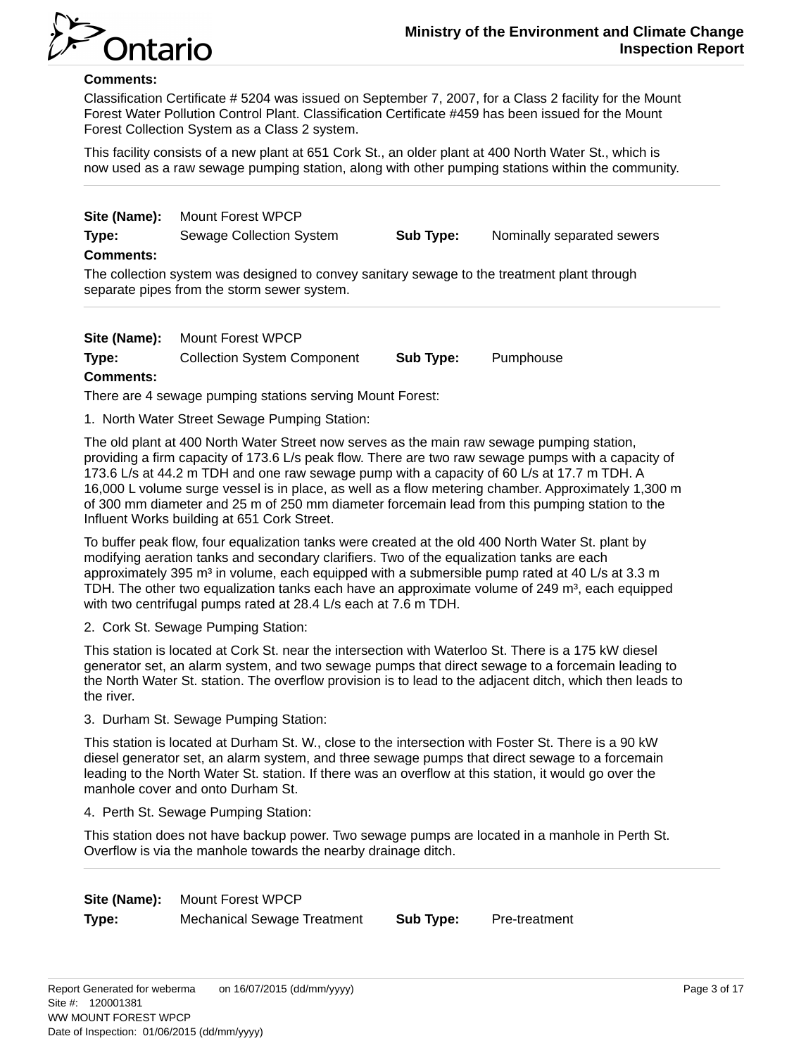**Comments:**

Classification Certificate # 5204 was issued on September 7, 2007, for a Class 2 facility for the Mount Forest Water Pollution Control Plant. Classification Certificate #459 has been issued for the Mount Forest Collection System as a Class 2 system.

This facility consists of a new plant at 651 Cork St., an older plant at 400 North Water St., which is now used as a raw sewage pumping station, along with other pumping stations within the community.

---

**Site (Name):** Mount Forest WPCP

**Type:** Sewage Collection System **Sub Type:** Nominally separated sewers

**Comments:**

The collection system was designed to convey sanitary sewage to the treatment plant through separate pipes from the storm sewer system.

---

**Site (Name):** Mount Forest WPCP

**Type:** Collection System Component **Sub Type:** Pumphouse

**Comments:**

There are 4 sewage pumping stations serving Mount Forest:

1. North Water Street Sewage Pumping Station:

The old plant at 400 North Water Street now serves as the main raw sewage pumping station, providing a firm capacity of 173.6 L/s peak flow. There are two raw sewage pumps with a capacity of 173.6 L/s at 44.2 m TDH and one raw sewage pump with a capacity of 60 L/s at 17.7 m TDH. A 16,000 L volume surge vessel is in place, as well as a flow metering chamber. Approximately 1,300 m of 300 mm diameter and 25 m of 250 mm diameter forcemain lead from this pumping station to the Influent Works building at 651 Cork Street.

To buffer peak flow, four equalization tanks were created at the old 400 North Water St. plant by modifying aeration tanks and secondary clarifiers. Two of the equalization tanks are each approximately 395 m³ in volume, each equipped with a submersible pump rated at 40 L/s at 3.3 m TDH. The other two equalization tanks each have an approximate volume of 249 m³, each equipped with two centrifugal pumps rated at 28.4 L/s each at 7.6 m TDH.

2. Cork St. Sewage Pumping Station:

This station is located at Cork St. near the intersection with Waterloo St. There is a 175 kW diesel generator set, an alarm system, and two sewage pumps that direct sewage to a forcemain leading to the North Water St. station. The overflow provision is to lead to the adjacent ditch, which then leads to the river.

3. Durham St. Sewage Pumping Station:

This station is located at Durham St. W., close to the intersection with Foster St. There is a 90 kW diesel generator set, an alarm system, and three sewage pumps that direct sewage to a forcemain leading to the North Water St. station. If there was an overflow at this station, it would go over the manhole cover and onto Durham St.

4. Perth St. Sewage Pumping Station:

This station does not have backup power. Two sewage pumps are located in a manhole in Perth St. Overflow is via the manhole towards the nearby drainage ditch.

---

**Site (Name):** Mount Forest WPCP

**Type:** Mechanical Sewage Treatment **Sub Type:** Pre-treatment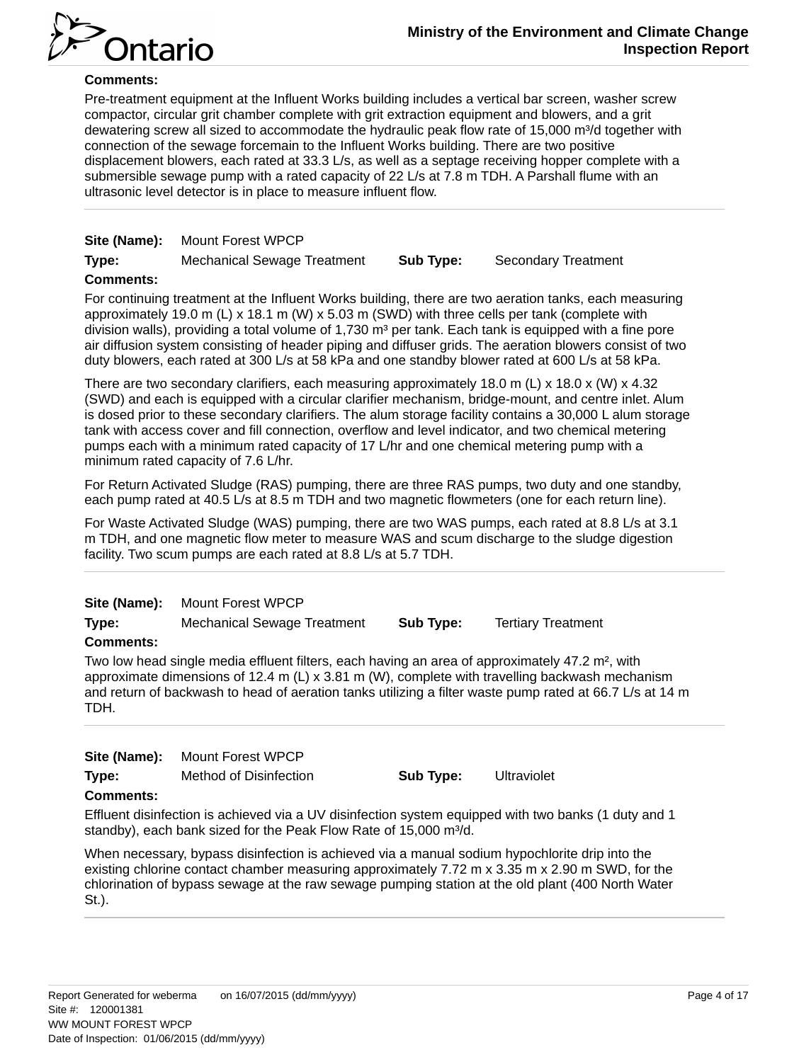**Comments:**

Pre-treatment equipment at the Influent Works building includes a vertical bar screen, washer screw compactor, circular grit chamber complete with grit extraction equipment and blowers, and a grit dewatering screw all sized to accommodate the hydraulic peak flow rate of 15,000 $m^3$/d together with connection of the sewage forcemain to the Influent Works building. There are two positive displacement blowers, each rated at 33.3 L/s, as well as a septage receiving hopper complete with a submersible sewage pump with a rated capacity of 22 L/s at 7.8 m TDH. A Parshall flume with an ultrasonic level detector is in place to measure influent flow.

---

**Site (Name):** Mount Forest WPCP

**Type:** Mechanical Sewage Treatment **Sub Type:** Secondary Treatment

**Comments:**

For continuing treatment at the Influent Works building, there are two aeration tanks, each measuring approximately 19.0 m (L) x 18.1 m (W) x 5.03 m (SWD) with three cells per tank (complete with division walls), providing a total volume of 1,730 $m^3$ per tank. Each tank is equipped with a fine pore air diffusion system consisting of header piping and diffuser grids. The aeration blowers consist of two duty blowers, each rated at 300 L/s at 58 kPa and one standby blower rated at 600 L/s at 58 kPa.

There are two secondary clarifiers, each measuring approximately 18.0 m (L) x 18.0 x (W) x 4.32 (SWD) and each is equipped with a circular clarifier mechanism, bridge-mount, and centre inlet. Alum is dosed prior to these secondary clarifiers. The alum storage facility contains a 30,000 L alum storage tank with access cover and fill connection, overflow and level indicator, and two chemical metering pumps each with a minimum rated capacity of 17 L/hr and one chemical metering pump with a minimum rated capacity of 7.6 L/hr.

For Return Activated Sludge (RAS) pumping, there are three RAS pumps, two duty and one standby, each pump rated at 40.5 L/s at 8.5 m TDH and two magnetic flowmeters (one for each return line).

For Waste Activated Sludge (WAS) pumping, there are two WAS pumps, each rated at 8.8 L/s at 3.1 m TDH, and one magnetic flow meter to measure WAS and scum discharge to the sludge digestion facility. Two scum pumps are each rated at 8.8 L/s at 5.7 TDH.

---

**Site (Name):** Mount Forest WPCP

**Type:** Mechanical Sewage Treatment **Sub Type:** Tertiary Treatment

**Comments:**

Two low head single media effluent filters, each having an area of approximately 47.2 $m^2$, with approximate dimensions of 12.4 m (L) x 3.81 m (W), complete with travelling backwash mechanism and return of backwash to head of aeration tanks utilizing a filter waste pump rated at 66.7 L/s at 14 m TDH.

---

**Site (Name):** Mount Forest WPCP

**Type:** Method of Disinfection **Sub Type:** Ultraviolet

**Comments:**

Effluent disinfection is achieved via a UV disinfection system equipped with two banks (1 duty and 1 standby), each bank sized for the Peak Flow Rate of 15,000 $m^3$/d.

When necessary, bypass disinfection is achieved via a manual sodium hypochlorite drip into the existing chlorine contact chamber measuring approximately 7.72 m x 3.35 m x 2.90 m SWD, for the chlorination of bypass sewage at the raw sewage pumping station at the old plant (400 North Water St.).

---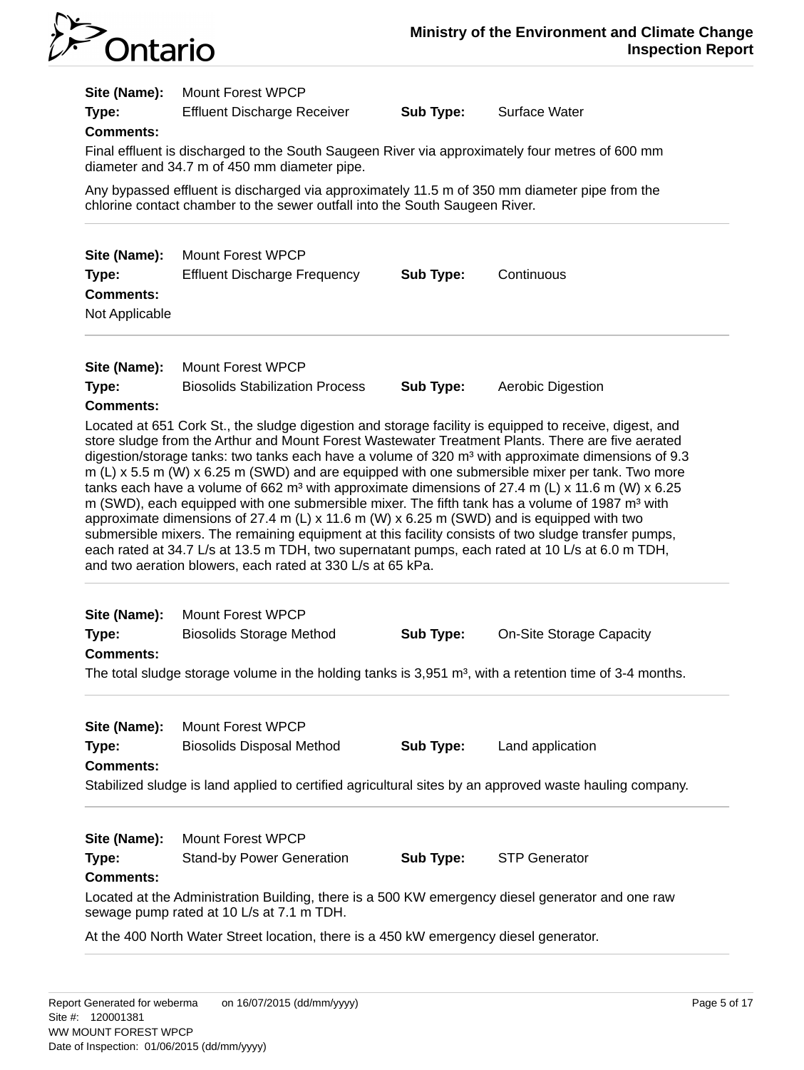**Site (Name):** Mount Forest WPCP
**Type:** Effluent Discharge Receiver **Sub Type:** Surface Water
**Comments:**

Final effluent is discharged to the South Saugeen River via approximately four metres of 600 mm diameter and 34.7 m of 450 mm diameter pipe.

Any bypassed effluent is discharged via approximately 11.5 m of 350 mm diameter pipe from the chlorine contact chamber to the sewer outfall into the South Saugeen River.

---

**Site (Name):** Mount Forest WPCP
**Type:** Effluent Discharge Frequency **Sub Type:** Continuous
**Comments:**

Not Applicable

---

**Site (Name):** Mount Forest WPCP
**Type:** Biosolids Stabilization Process **Sub Type:** Aerobic Digestion
**Comments:**

Located at 651 Cork St., the sludge digestion and storage facility is equipped to receive, digest, and store sludge from the Arthur and Mount Forest Wastewater Treatment Plants. There are five aerated digestion/storage tanks: two tanks each have a volume of 320 $m^3$ with approximate dimensions of 9.3 m (L) x 5.5 m (W) x 6.25 m (SWD) and are equipped with one submersible mixer per tank. Two more tanks each have a volume of 662 $m^3$ with approximate dimensions of 27.4 m (L) x 11.6 m (W) x 6.25 m (SWD), each equipped with one submersible mixer. The fifth tank has a volume of 1987 $m^3$ with approximate dimensions of 27.4 m (L) x 11.6 m (W) x 6.25 m (SWD) and is equipped with two submersible mixers. The remaining equipment at this facility consists of two sludge transfer pumps, each rated at 34.7 L/s at 13.5 m TDH, two supernatant pumps, each rated at 10 L/s at 6.0 m TDH, and two aeration blowers, each rated at 330 L/s at 65 kPa.

---

**Site (Name):** Mount Forest WPCP
**Type:** Biosolids Storage Method **Sub Type:** On-Site Storage Capacity
**Comments:**

The total sludge storage volume in the holding tanks is 3,951 $m^3$, with a retention time of 3-4 months.

---

**Site (Name):** Mount Forest WPCP
**Type:** Biosolids Disposal Method **Sub Type:** Land application
**Comments:**

Stabilized sludge is land applied to certified agricultural sites by an approved waste hauling company.

---

**Site (Name):** Mount Forest WPCP
**Type:** Stand-by Power Generation **Sub Type:** STP Generator
**Comments:**

Located at the Administration Building, there is a 500 KW emergency diesel generator and one raw sewage pump rated at 10 L/s at 7.1 m TDH.

At the 400 North Water Street location, there is a 450 kW emergency diesel generator.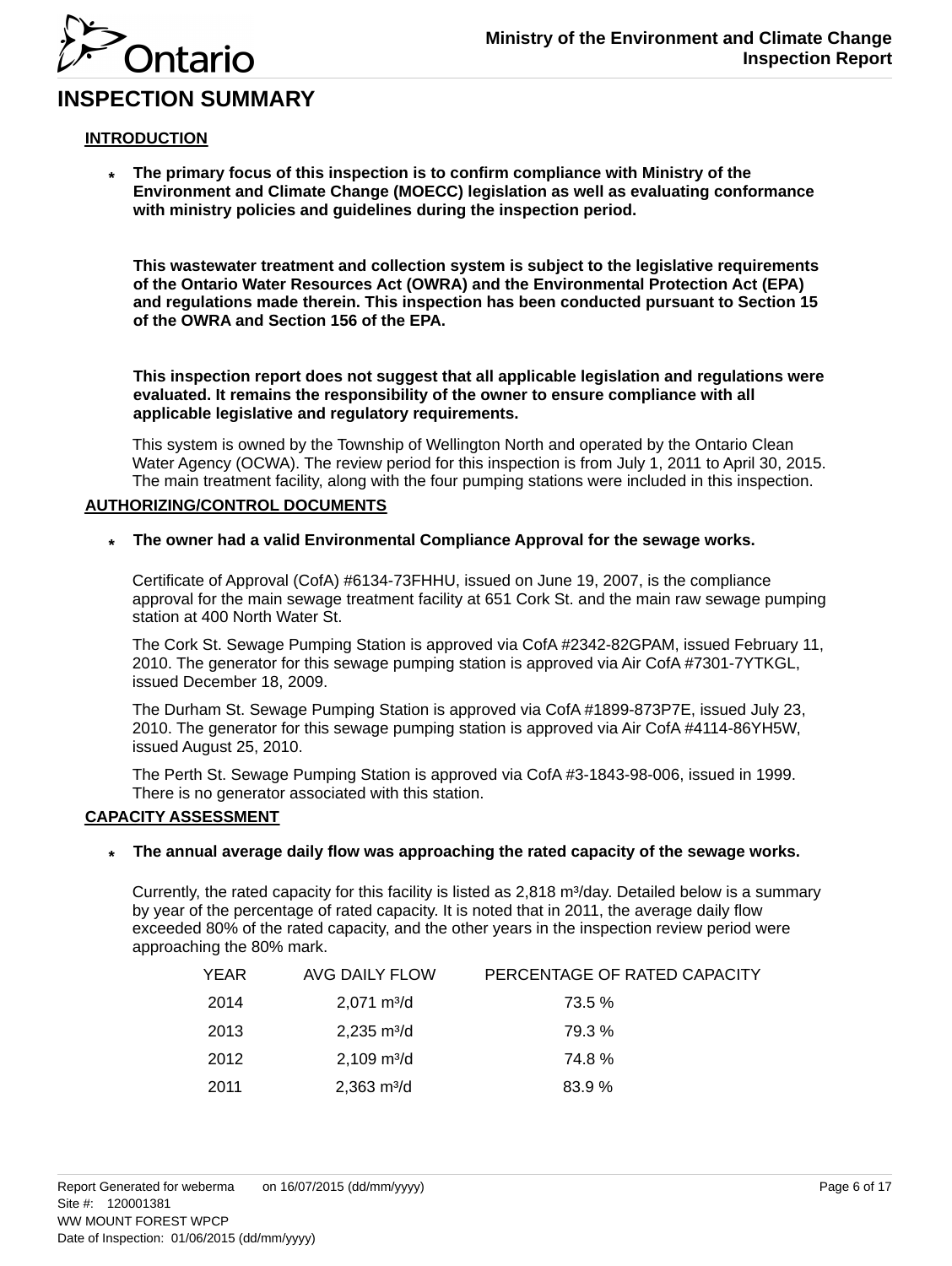# INSPECTION SUMMARY

## INTRODUCTION

* **The primary focus of this inspection is to confirm compliance with Ministry of the Environment and Climate Change (MOECC) legislation as well as evaluating conformance with ministry policies and guidelines during the inspection period.**

  **This wastewater treatment and collection system is subject to the legislative requirements of the Ontario Water Resources Act (OWRA) and the Environmental Protection Act (EPA) and regulations made therein. This inspection has been conducted pursuant to Section 15 of the OWRA and Section 156 of the EPA.**

  **This inspection report does not suggest that all applicable legislation and regulations were evaluated. It remains the responsibility of the owner to ensure compliance with all applicable legislative and regulatory requirements.**

  This system is owned by the Township of Wellington North and operated by the Ontario Clean Water Agency (OCWA). The review period for this inspection is from July 1, 2011 to April 30, 2015. The main treatment facility, along with the four pumping stations were included in this inspection.

## AUTHORIZING/CONTROL DOCUMENTS

* **The owner had a valid Environmental Compliance Approval for the sewage works.**

  Certificate of Approval (CofA) #6134-73FHHU, issued on June 19, 2007, is the compliance approval for the main sewage treatment facility at 651 Cork St. and the main raw sewage pumping station at 400 North Water St.

  The Cork St. Sewage Pumping Station is approved via CofA #2342-82GPAM, issued February 11, 2010. The generator for this sewage pumping station is approved via Air CofA #7301-7YTKGL, issued December 18, 2009.

  The Durham St. Sewage Pumping Station is approved via CofA #1899-873P7E, issued July 23, 2010. The generator for this sewage pumping station is approved via Air CofA #4114-86YH5W, issued August 25, 2010.

  The Perth St. Sewage Pumping Station is approved via CofA #3-1843-98-006, issued in 1999. There is no generator associated with this station.

## CAPACITY ASSESSMENT

* **The annual average daily flow was approaching the rated capacity of the sewage works.**

  Currently, the rated capacity for this facility is listed as 2,818 m³/day. Detailed below is a summary by year of the percentage of rated capacity. It is noted that in 2011, the average daily flow exceeded 80% of the rated capacity, and the other years in the inspection review period were approaching the 80% mark.

| YEAR | AVG DAILY FLOW | PERCENTAGE OF RATED CAPACITY |
|---|---|---|
| 2014 | 2,071 m³/d | 73.5 % |
| 2013 | 2,235 m³/d | 79.3 % |
| 2012 | 2,109 m³/d | 74.8 % |
| 2011 | 2,363 m³/d | 83.9 % |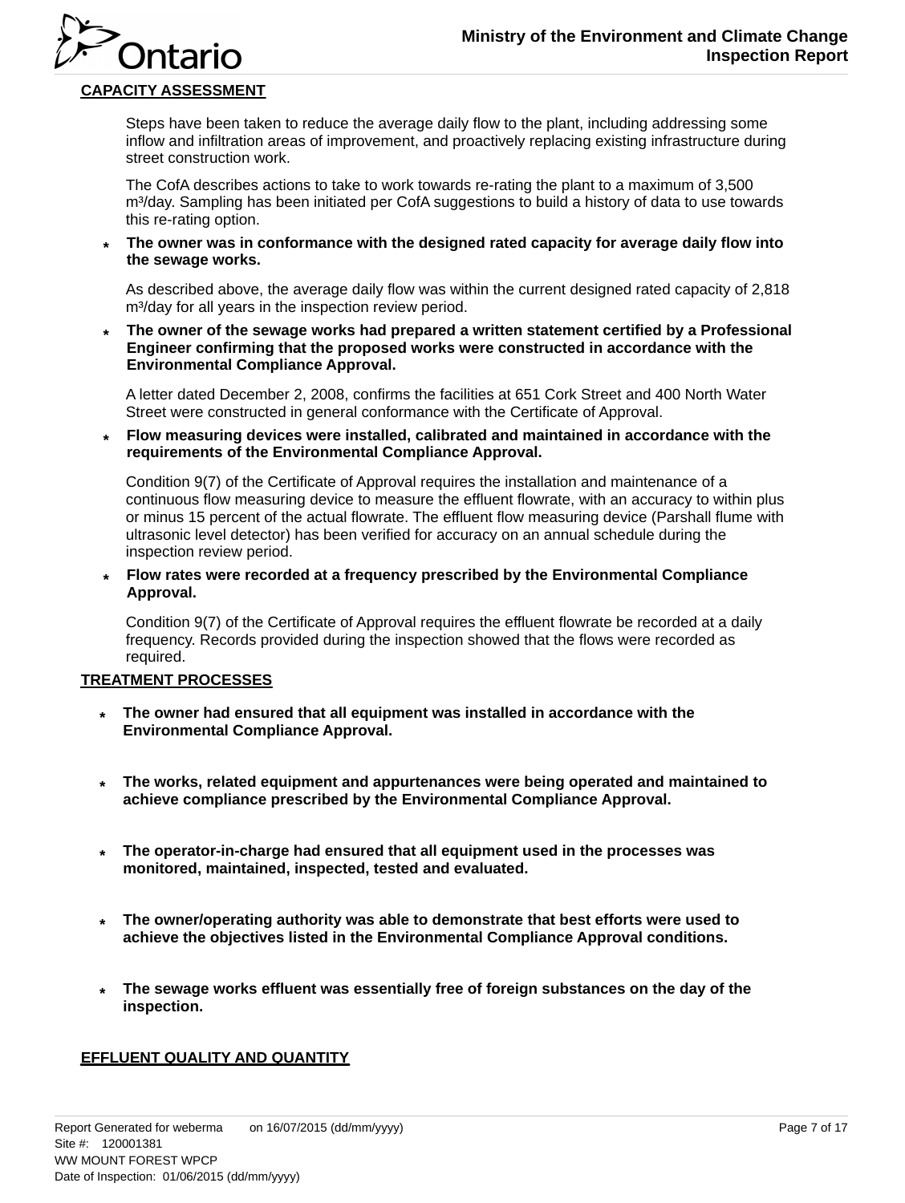## CAPACITY ASSESSMENT

Steps have been taken to reduce the average daily flow to the plant, including addressing some inflow and infiltration areas of improvement, and proactively replacing existing infrastructure during street construction work.

The CofA describes actions to take to work towards re-rating the plant to a maximum of 3,500 $m^3$/day. Sampling has been initiated per CofA suggestions to build a history of data to use towards this re-rating option.

* **The owner was in conformance with the designed rated capacity for average daily flow into the sewage works.**

  As described above, the average daily flow was within the current designed rated capacity of 2,818 $m^3$/day for all years in the inspection review period.

* **The owner of the sewage works had prepared a written statement certified by a Professional Engineer confirming that the proposed works were constructed in accordance with the Environmental Compliance Approval.**

  A letter dated December 2, 2008, confirms the facilities at 651 Cork Street and 400 North Water Street were constructed in general conformance with the Certificate of Approval.

* **Flow measuring devices were installed, calibrated and maintained in accordance with the requirements of the Environmental Compliance Approval.**

  Condition 9(7) of the Certificate of Approval requires the installation and maintenance of a continuous flow measuring device to measure the effluent flowrate, with an accuracy to within plus or minus 15 percent of the actual flowrate. The effluent flow measuring device (Parshall flume with ultrasonic level detector) has been verified for accuracy on an annual schedule during the inspection review period.

* **Flow rates were recorded at a frequency prescribed by the Environmental Compliance Approval.**

  Condition 9(7) of the Certificate of Approval requires the effluent flowrate be recorded at a daily frequency. Records provided during the inspection showed that the flows were recorded as required.

## TREATMENT PROCESSES

* **The owner had ensured that all equipment was installed in accordance with the Environmental Compliance Approval.**

* **The works, related equipment and appurtenances were being operated and maintained to achieve compliance prescribed by the Environmental Compliance Approval.**

* **The operator-in-charge had ensured that all equipment used in the processes was monitored, maintained, inspected, tested and evaluated.**

* **The owner/operating authority was able to demonstrate that best efforts were used to achieve the objectives listed in the Environmental Compliance Approval conditions.**

* **The sewage works effluent was essentially free of foreign substances on the day of the inspection.**

## EFFLUENT QUALITY AND QUANTITY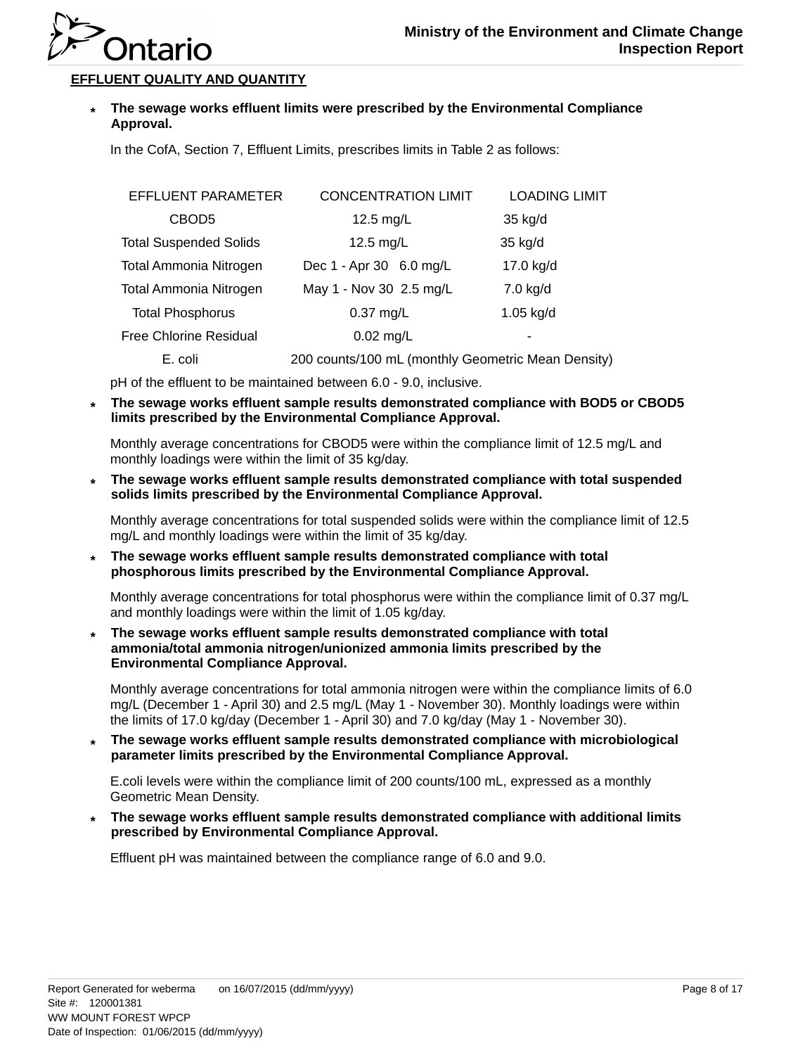## EFFLUENT QUALITY AND QUANTITY

* **The sewage works effluent limits were prescribed by the Environmental Compliance Approval.**

  In the CofA, Section 7, Effluent Limits, prescribes limits in Table 2 as follows:

| EFFLUENT PARAMETER | CONCENTRATION LIMIT | LOADING LIMIT |
|---|---|---|
| CBOD5 | 12.5 mg/L | 35 kg/d |
| Total Suspended Solids | 12.5 mg/L | 35 kg/d |
| Total Ammonia Nitrogen | Dec 1 - Apr 30 6.0 mg/L | 17.0 kg/d |
| Total Ammonia Nitrogen | May 1 - Nov 30 2.5 mg/L | 7.0 kg/d |
| Total Phosphorus | 0.37 mg/L | 1.05 kg/d |
| Free Chlorine Residual | 0.02 mg/L | - |
| E. coli | 200 counts/100 mL (monthly Geometric Mean Density) | |

  pH of the effluent to be maintained between 6.0 - 9.0, inclusive.

* **The sewage works effluent sample results demonstrated compliance with BOD5 or CBOD5 limits prescribed by the Environmental Compliance Approval.**

  Monthly average concentrations for CBOD5 were within the compliance limit of 12.5 mg/L and monthly loadings were within the limit of 35 kg/day.

* **The sewage works effluent sample results demonstrated compliance with total suspended solids limits prescribed by the Environmental Compliance Approval.**

  Monthly average concentrations for total suspended solids were within the compliance limit of 12.5 mg/L and monthly loadings were within the limit of 35 kg/day.

* **The sewage works effluent sample results demonstrated compliance with total phosphorous limits prescribed by the Environmental Compliance Approval.**

  Monthly average concentrations for total phosphorus were within the compliance limit of 0.37 mg/L and monthly loadings were within the limit of 1.05 kg/day.

* **The sewage works effluent sample results demonstrated compliance with total ammonia/total ammonia nitrogen/unionized ammonia limits prescribed by the Environmental Compliance Approval.**

  Monthly average concentrations for total ammonia nitrogen were within the compliance limits of 6.0 mg/L (December 1 - April 30) and 2.5 mg/L (May 1 - November 30). Monthly loadings were within the limits of 17.0 kg/day (December 1 - April 30) and 7.0 kg/day (May 1 - November 30).

* **The sewage works effluent sample results demonstrated compliance with microbiological parameter limits prescribed by the Environmental Compliance Approval.**

  E.coli levels were within the compliance limit of 200 counts/100 mL, expressed as a monthly Geometric Mean Density.

* **The sewage works effluent sample results demonstrated compliance with additional limits prescribed by Environmental Compliance Approval.**

  Effluent pH was maintained between the compliance range of 6.0 and 9.0.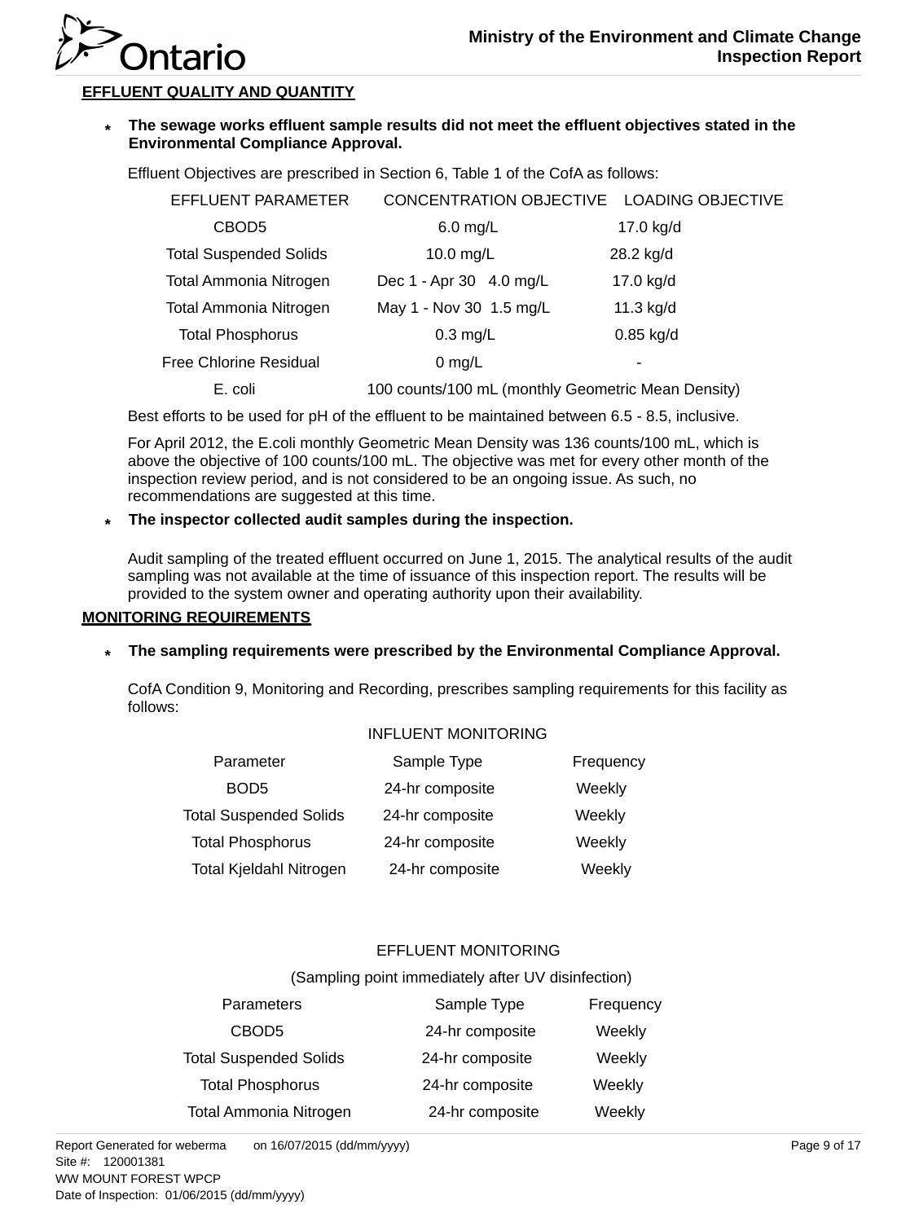**EFFLUENT QUALITY AND QUANTITY**

- **The sewage works effluent sample results did not meet the effluent objectives stated in the Environmental Compliance Approval.**

  Effluent Objectives are prescribed in Section 6, Table 1 of the CofA as follows:

| EFFLUENT PARAMETER | CONCENTRATION OBJECTIVE | LOADING OBJECTIVE |
|---|---|---|
| CBOD5 | 6.0 mg/L | 17.0 kg/d |
| Total Suspended Solids | 10.0 mg/L | 28.2 kg/d |
| Total Ammonia Nitrogen | Dec 1 - Apr 30 4.0 mg/L | 17.0 kg/d |
| Total Ammonia Nitrogen | May 1 - Nov 30 1.5 mg/L | 11.3 kg/d |
| Total Phosphorus | 0.3 mg/L | 0.85 kg/d |
| Free Chlorine Residual | 0 mg/L | - |
| E. coli | 100 counts/100 mL (monthly Geometric Mean Density) | |

  Best efforts to be used for pH of the effluent to be maintained between 6.5 - 8.5, inclusive.

  For April 2012, the E.coli monthly Geometric Mean Density was 136 counts/100 mL, which is above the objective of 100 counts/100 mL. The objective was met for every other month of the inspection review period, and is not considered to be an ongoing issue. As such, no recommendations are suggested at this time.

- **The inspector collected audit samples during the inspection.**

  Audit sampling of the treated effluent occurred on June 1, 2015. The analytical results of the audit sampling was not available at the time of issuance of this inspection report. The results will be provided to the system owner and operating authority upon their availability.

**MONITORING REQUIREMENTS**

- **The sampling requirements were prescribed by the Environmental Compliance Approval.**

  CofA Condition 9, Monitoring and Recording, prescribes sampling requirements for this facility as follows:

INFLUENT MONITORING

| Parameter | Sample Type | Frequency |
|---|---|---|
| BOD5 | 24-hr composite | Weekly |
| Total Suspended Solids | 24-hr composite | Weekly |
| Total Phosphorus | 24-hr composite | Weekly |
| Total Kjeldahl Nitrogen | 24-hr composite | Weekly |

EFFLUENT MONITORING

(Sampling point immediately after UV disinfection)

| Parameters | Sample Type | Frequency |
|---|---|---|
| CBOD5 | 24-hr composite | Weekly |
| Total Suspended Solids | 24-hr composite | Weekly |
| Total Phosphorus | 24-hr composite | Weekly |
| Total Ammonia Nitrogen | 24-hr composite | Weekly |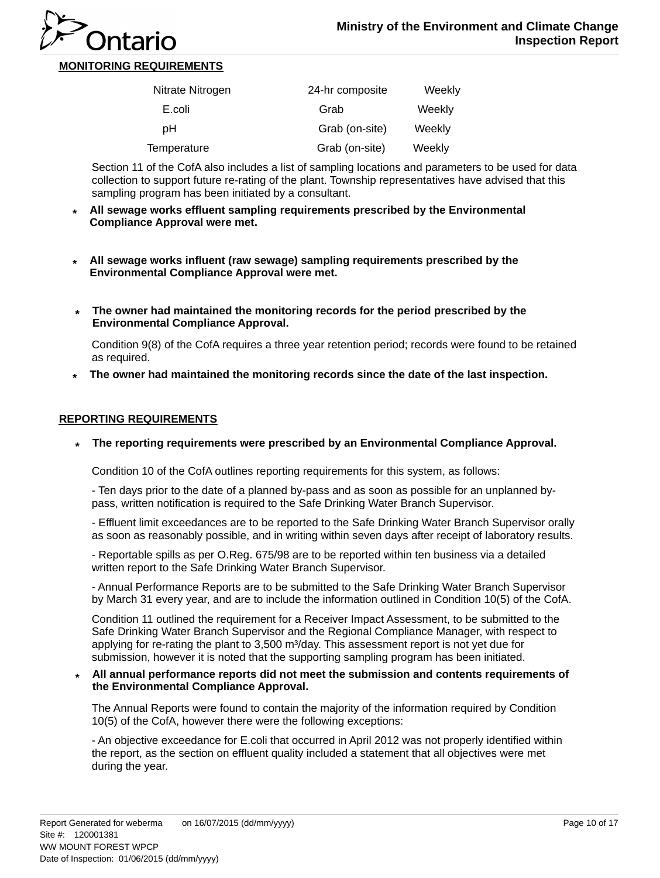## MONITORING REQUIREMENTS

| Parameter | Sample Type | Frequency |
|---|---|---|
| Nitrate Nitrogen | 24-hr composite | Weekly |
| E.coli | Grab | Weekly |
| pH | Grab (on-site) | Weekly |
| Temperature | Grab (on-site) | Weekly |

Section 11 of the CofA also includes a list of sampling locations and parameters to be used for data collection to support future re-rating of the plant. Township representatives have advised that this sampling program has been initiated by a consultant.

* **All sewage works effluent sampling requirements prescribed by the Environmental Compliance Approval were met.**

* **All sewage works influent (raw sewage) sampling requirements prescribed by the Environmental Compliance Approval were met.**

* **The owner had maintained the monitoring records for the period prescribed by the Environmental Compliance Approval.**

  Condition 9(8) of the CofA requires a three year retention period; records were found to be retained as required.

* **The owner had maintained the monitoring records since the date of the last inspection.**

## REPORTING REQUIREMENTS

* **The reporting requirements were prescribed by an Environmental Compliance Approval.**

  Condition 10 of the CofA outlines reporting requirements for this system, as follows:

  - Ten days prior to the date of a planned by-pass and as soon as possible for an unplanned by-pass, written notification is required to the Safe Drinking Water Branch Supervisor.

  - Effluent limit exceedances are to be reported to the Safe Drinking Water Branch Supervisor orally as soon as reasonably possible, and in writing within seven days after receipt of laboratory results.

  - Reportable spills as per O.Reg. 675/98 are to be reported within ten business via a detailed written report to the Safe Drinking Water Branch Supervisor.

  - Annual Performance Reports are to be submitted to the Safe Drinking Water Branch Supervisor by March 31 every year, and are to include the information outlined in Condition 10(5) of the CofA.

  Condition 11 outlined the requirement for a Receiver Impact Assessment, to be submitted to the Safe Drinking Water Branch Supervisor and the Regional Compliance Manager, with respect to applying for re-rating the plant to 3,500 $m^3$/day. This assessment report is not yet due for submission, however it is noted that the supporting sampling program has been initiated.

* **All annual performance reports did not meet the submission and contents requirements of the Environmental Compliance Approval.**

  The Annual Reports were found to contain the majority of the information required by Condition 10(5) of the CofA, however there were the following exceptions:

  - An objective exceedance for E.coli that occurred in April 2012 was not properly identified within the report, as the section on effluent quality included a statement that all objectives were met during the year.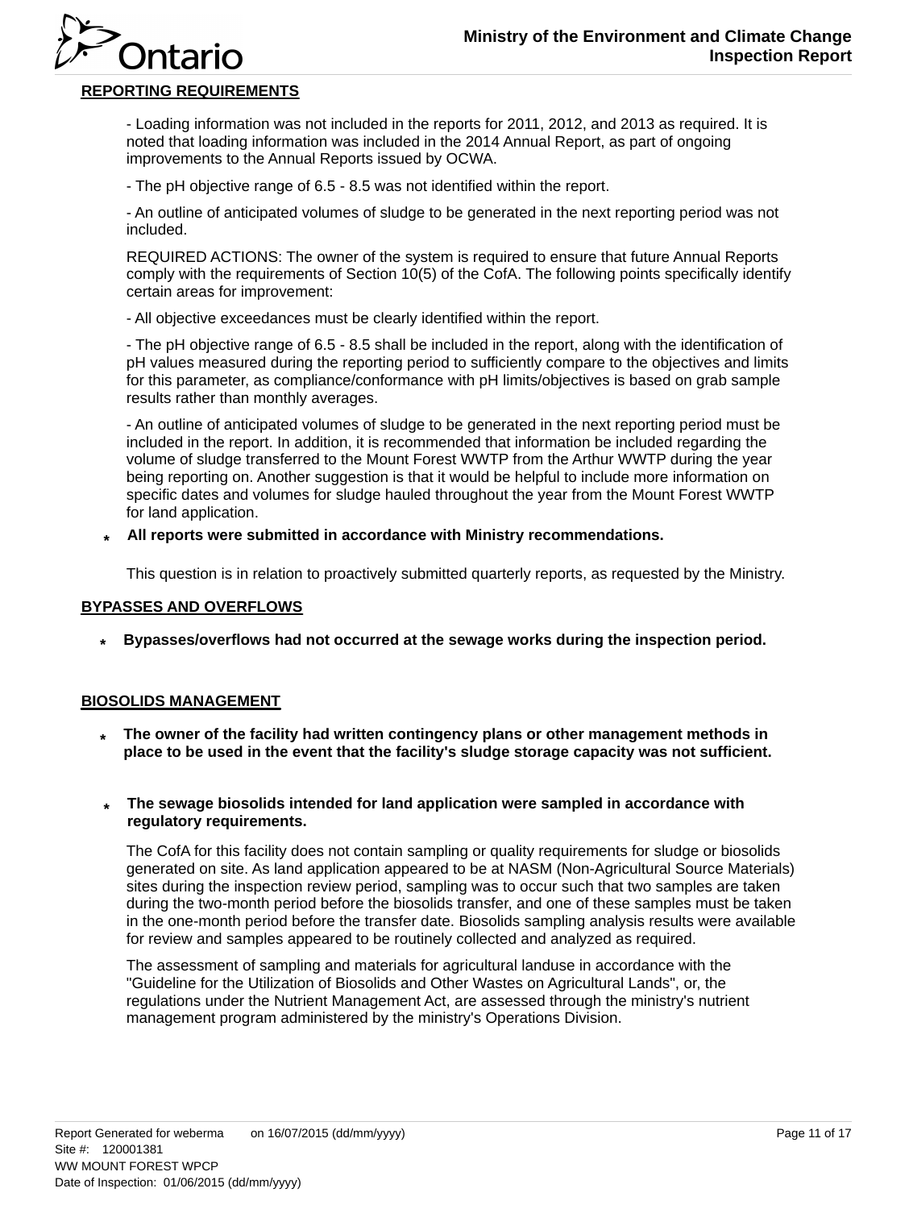**REPORTING REQUIREMENTS**

- Loading information was not included in the reports for 2011, 2012, and 2013 as required. It is noted that loading information was included in the 2014 Annual Report, as part of ongoing improvements to the Annual Reports issued by OCWA.

- The pH objective range of 6.5 - 8.5 was not identified within the report.

- An outline of anticipated volumes of sludge to be generated in the next reporting period was not included.

REQUIRED ACTIONS: The owner of the system is required to ensure that future Annual Reports comply with the requirements of Section 10(5) of the CofA. The following points specifically identify certain areas for improvement:

- All objective exceedances must be clearly identified within the report.

- The pH objective range of 6.5 - 8.5 shall be included in the report, along with the identification of pH values measured during the reporting period to sufficiently compare to the objectives and limits for this parameter, as compliance/conformance with pH limits/objectives is based on grab sample results rather than monthly averages.

- An outline of anticipated volumes of sludge to be generated in the next reporting period must be included in the report. In addition, it is recommended that information be included regarding the volume of sludge transferred to the Mount Forest WWTP from the Arthur WWTP during the year being reporting on. Another suggestion is that it would be helpful to include more information on specific dates and volumes for sludge hauled throughout the year from the Mount Forest WWTP for land application.

\* **All reports were submitted in accordance with Ministry recommendations.**

This question is in relation to proactively submitted quarterly reports, as requested by the Ministry.

**BYPASSES AND OVERFLOWS**

\* **Bypasses/overflows had not occurred at the sewage works during the inspection period.**

**BIOSOLIDS MANAGEMENT**

\* **The owner of the facility had written contingency plans or other management methods in place to be used in the event that the facility's sludge storage capacity was not sufficient.**

\* **The sewage biosolids intended for land application were sampled in accordance with regulatory requirements.**

The CofA for this facility does not contain sampling or quality requirements for sludge or biosolids generated on site. As land application appeared to be at NASM (Non-Agricultural Source Materials) sites during the inspection review period, sampling was to occur such that two samples are taken during the two-month period before the biosolids transfer, and one of these samples must be taken in the one-month period before the transfer date. Biosolids sampling analysis results were available for review and samples appeared to be routinely collected and analyzed as required.

The assessment of sampling and materials for agricultural landuse in accordance with the "Guideline for the Utilization of Biosolids and Other Wastes on Agricultural Lands", or, the regulations under the Nutrient Management Act, are assessed through the ministry's nutrient management program administered by the ministry's Operations Division.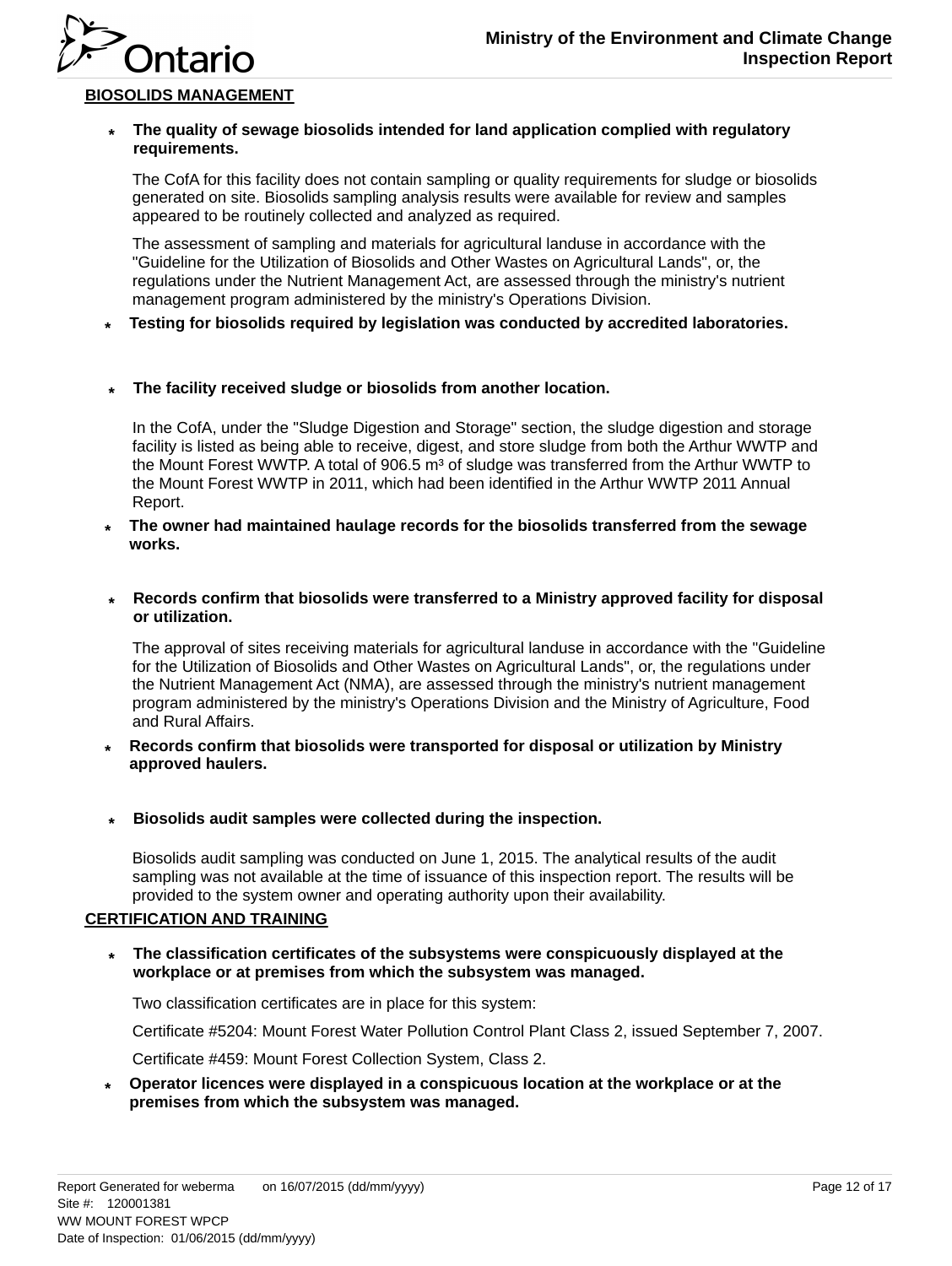## BIOSOLIDS MANAGEMENT

- **The quality of sewage biosolids intended for land application complied with regulatory requirements.**

  The CofA for this facility does not contain sampling or quality requirements for sludge or biosolids generated on site. Biosolids sampling analysis results were available for review and samples appeared to be routinely collected and analyzed as required.

  The assessment of sampling and materials for agricultural landuse in accordance with the "Guideline for the Utilization of Biosolids and Other Wastes on Agricultural Lands", or, the regulations under the Nutrient Management Act, are assessed through the ministry's nutrient management program administered by the ministry's Operations Division.

- **Testing for biosolids required by legislation was conducted by accredited laboratories.**

- **The facility received sludge or biosolids from another location.**

  In the CofA, under the "Sludge Digestion and Storage" section, the sludge digestion and storage facility is listed as being able to receive, digest, and store sludge from both the Arthur WWTP and the Mount Forest WWTP. A total of 906.5 $m^3$ of sludge was transferred from the Arthur WWTP to the Mount Forest WWTP in 2011, which had been identified in the Arthur WWTP 2011 Annual Report.

- **The owner had maintained haulage records for the biosolids transferred from the sewage works.**

- **Records confirm that biosolids were transferred to a Ministry approved facility for disposal or utilization.**

  The approval of sites receiving materials for agricultural landuse in accordance with the "Guideline for the Utilization of Biosolids and Other Wastes on Agricultural Lands", or, the regulations under the Nutrient Management Act (NMA), are assessed through the ministry's nutrient management program administered by the ministry's Operations Division and the Ministry of Agriculture, Food and Rural Affairs.

- **Records confirm that biosolids were transported for disposal or utilization by Ministry approved haulers.**

- **Biosolids audit samples were collected during the inspection.**

  Biosolids audit sampling was conducted on June 1, 2015. The analytical results of the audit sampling was not available at the time of issuance of this inspection report. The results will be provided to the system owner and operating authority upon their availability.

## CERTIFICATION AND TRAINING

- **The classification certificates of the subsystems were conspicuously displayed at the workplace or at premises from which the subsystem was managed.**

  Two classification certificates are in place for this system:

  Certificate #5204: Mount Forest Water Pollution Control Plant Class 2, issued September 7, 2007.

  Certificate #459: Mount Forest Collection System, Class 2.

- **Operator licences were displayed in a conspicuous location at the workplace or at the premises from which the subsystem was managed.**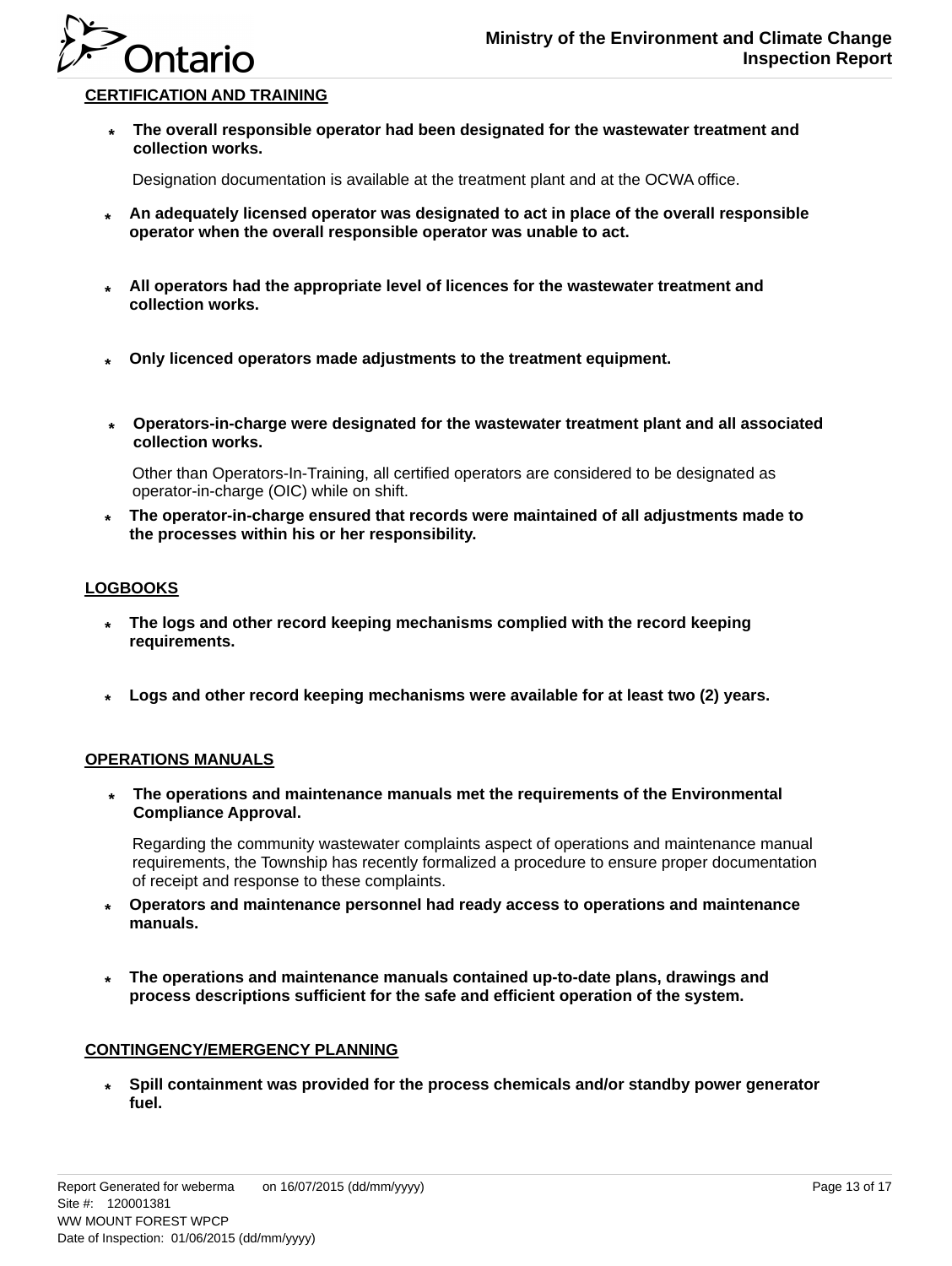## CERTIFICATION AND TRAINING

- **The overall responsible operator had been designated for the wastewater treatment and collection works.**

  Designation documentation is available at the treatment plant and at the OCWA office.

- **An adequately licensed operator was designated to act in place of the overall responsible operator when the overall responsible operator was unable to act.**

- **All operators had the appropriate level of licences for the wastewater treatment and collection works.**

- **Only licenced operators made adjustments to the treatment equipment.**

- **Operators-in-charge were designated for the wastewater treatment plant and all associated collection works.**

  Other than Operators-In-Training, all certified operators are considered to be designated as operator-in-charge (OIC) while on shift.

- **The operator-in-charge ensured that records were maintained of all adjustments made to the processes within his or her responsibility.**

## LOGBOOKS

- **The logs and other record keeping mechanisms complied with the record keeping requirements.**

- **Logs and other record keeping mechanisms were available for at least two (2) years.**

## OPERATIONS MANUALS

- **The operations and maintenance manuals met the requirements of the Environmental Compliance Approval.**

  Regarding the community wastewater complaints aspect of operations and maintenance manual requirements, the Township has recently formalized a procedure to ensure proper documentation of receipt and response to these complaints.

- **Operators and maintenance personnel had ready access to operations and maintenance manuals.**

- **The operations and maintenance manuals contained up-to-date plans, drawings and process descriptions sufficient for the safe and efficient operation of the system.**

## CONTINGENCY/EMERGENCY PLANNING

- **Spill containment was provided for the process chemicals and/or standby power generator fuel.**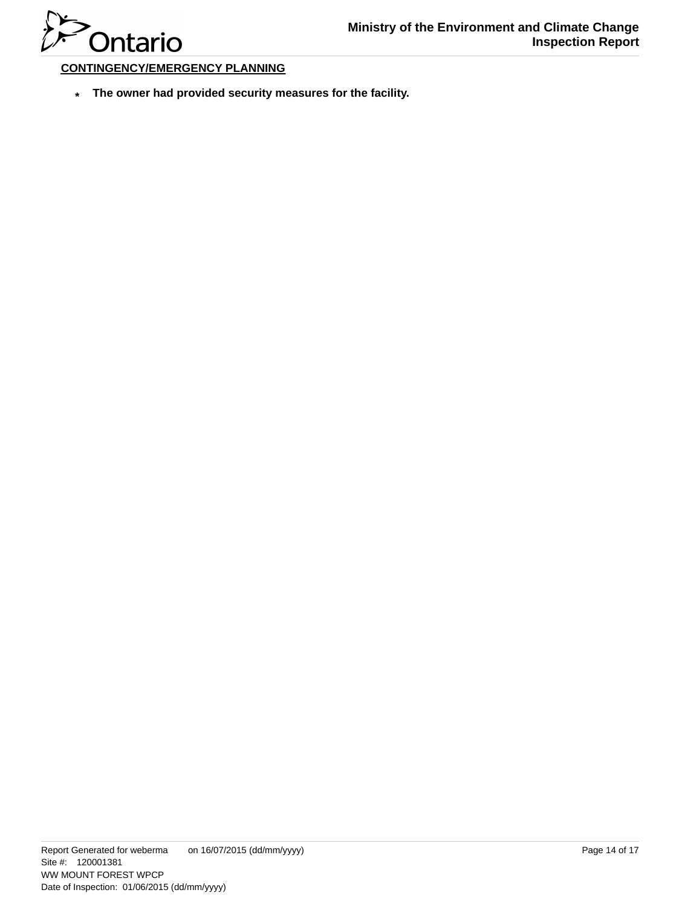**CONTINGENCY/EMERGENCY PLANNING**

* **The owner had provided security measures for the facility.**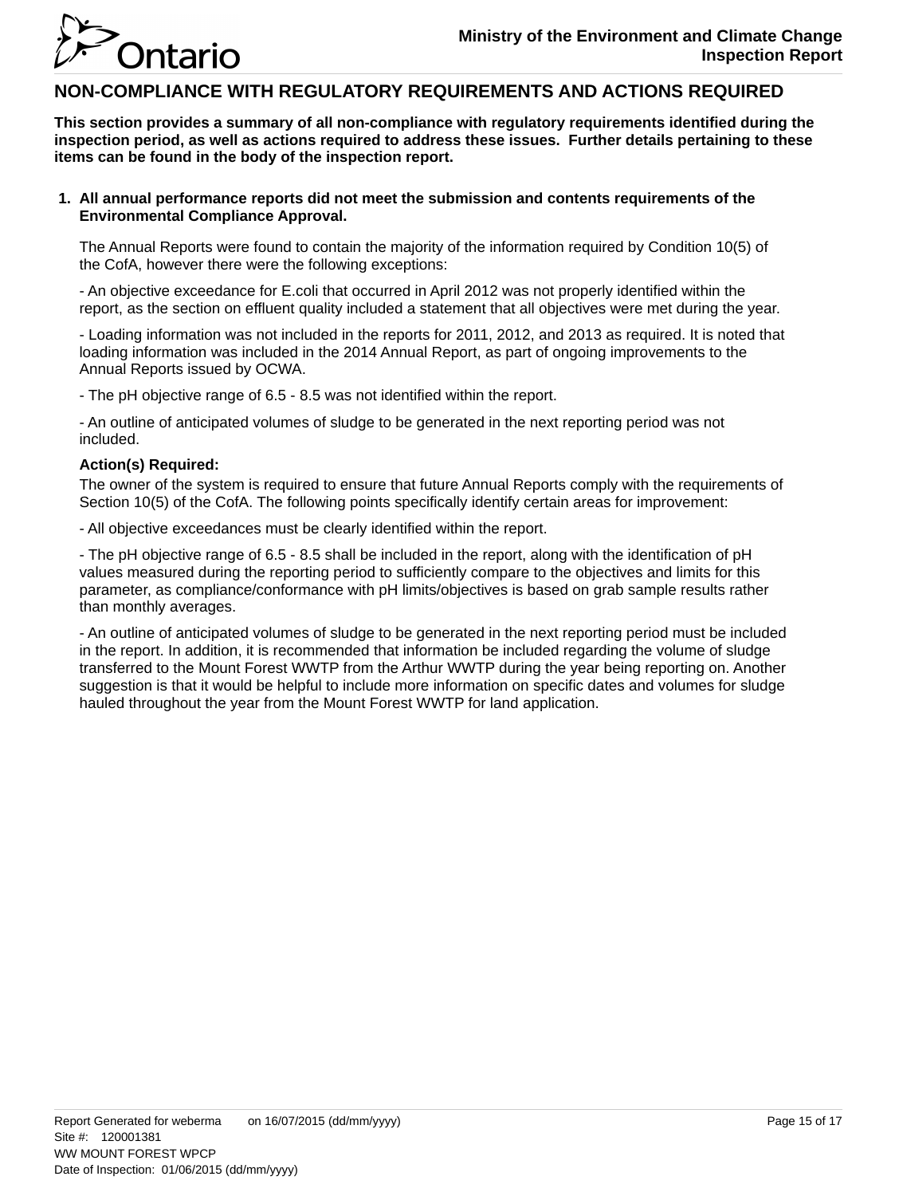## NON-COMPLIANCE WITH REGULATORY REQUIREMENTS AND ACTIONS REQUIRED

**This section provides a summary of all non-compliance with regulatory requirements identified during the inspection period, as well as actions required to address these issues. Further details pertaining to these items can be found in the body of the inspection report.**

1. **All annual performance reports did not meet the submission and contents requirements of the Environmental Compliance Approval.**

   The Annual Reports were found to contain the majority of the information required by Condition 10(5) of the CofA, however there were the following exceptions:

   - An objective exceedance for E.coli that occurred in April 2012 was not properly identified within the report, as the section on effluent quality included a statement that all objectives were met during the year.

   - Loading information was not included in the reports for 2011, 2012, and 2013 as required. It is noted that loading information was included in the 2014 Annual Report, as part of ongoing improvements to the Annual Reports issued by OCWA.

   - The pH objective range of 6.5 - 8.5 was not identified within the report.

   - An outline of anticipated volumes of sludge to be generated in the next reporting period was not included.

   **Action(s) Required:**

   The owner of the system is required to ensure that future Annual Reports comply with the requirements of Section 10(5) of the CofA. The following points specifically identify certain areas for improvement:

   - All objective exceedances must be clearly identified within the report.

   - The pH objective range of 6.5 - 8.5 shall be included in the report, along with the identification of pH values measured during the reporting period to sufficiently compare to the objectives and limits for this parameter, as compliance/conformance with pH limits/objectives is based on grab sample results rather than monthly averages.

   - An outline of anticipated volumes of sludge to be generated in the next reporting period must be included in the report. In addition, it is recommended that information be included regarding the volume of sludge transferred to the Mount Forest WWTP from the Arthur WWTP during the year being reporting on. Another suggestion is that it would be helpful to include more information on specific dates and volumes for sludge hauled throughout the year from the Mount Forest WWTP for land application.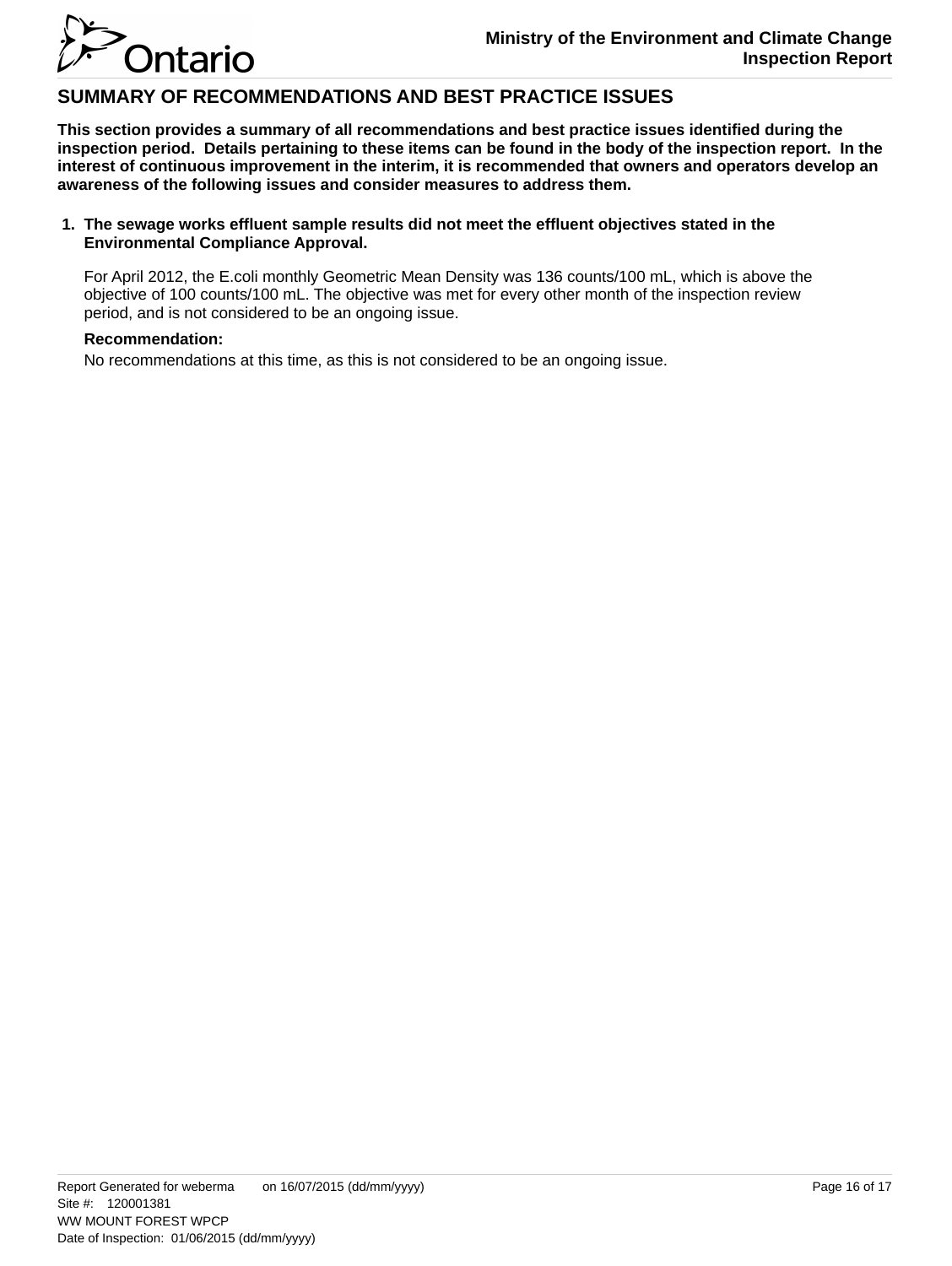## SUMMARY OF RECOMMENDATIONS AND BEST PRACTICE ISSUES

**This section provides a summary of all recommendations and best practice issues identified during the inspection period. Details pertaining to these items can be found in the body of the inspection report. In the interest of continuous improvement in the interim, it is recommended that owners and operators develop an awareness of the following issues and consider measures to address them.**

1. **The sewage works effluent sample results did not meet the effluent objectives stated in the Environmental Compliance Approval.**

   For April 2012, the E.coli monthly Geometric Mean Density was 136 counts/100 mL, which is above the objective of 100 counts/100 mL. The objective was met for every other month of the inspection review period, and is not considered to be an ongoing issue.

   **Recommendation:**

   No recommendations at this time, as this is not considered to be an ongoing issue.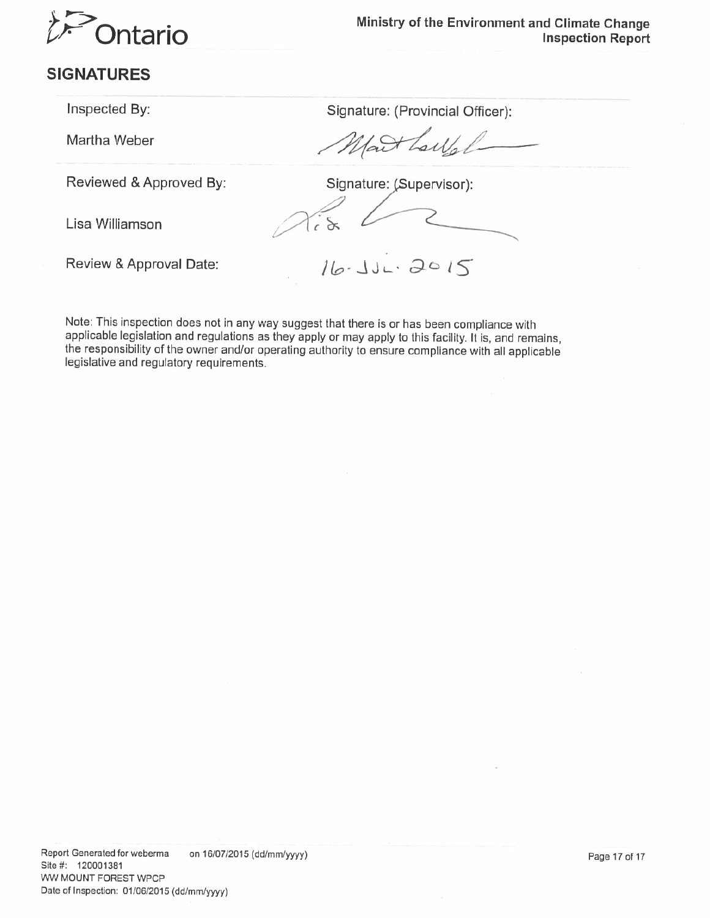## SIGNATURES

| | |
|---|---|
| Inspected By: | Signature: (Provincial Officer): |
| Martha Weber | |
| Reviewed & Approved By: | Signature: (Supervisor): |
| Lisa Williamson | |
| Review & Approval Date: | 16-JUL-2015 |

Note: This inspection does not in any way suggest that there is or has been compliance with applicable legislation and regulations as they apply or may apply to this facility. It is, and remains, the responsibility of the owner and/or operating authority to ensure compliance with all applicable legislative and regulatory requirements.